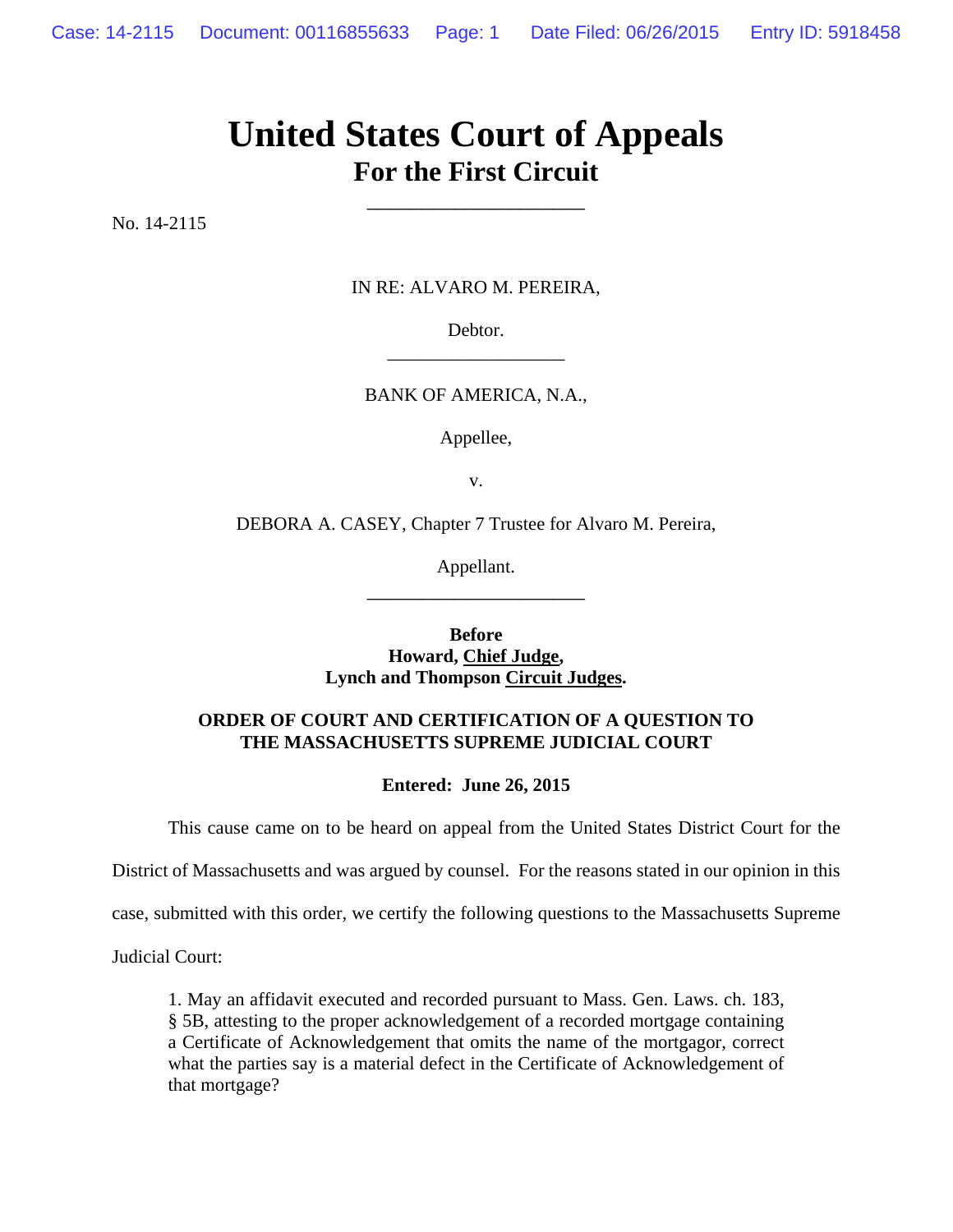# United States Court of Appeals
## For the First Circuit

No. 14-2115

IN RE: ALVARO M. PEREIRA,

Debtor.

BANK OF AMERICA, N.A.,

Appellee,

v.

DEBORA A. CASEY, Chapter 7 Trustee for Alvaro M. Pereira,

Appellant.

**Before**
**Howard, Chief Judge,**
**Lynch and Thompson Circuit Judges.**

**ORDER OF COURT AND CERTIFICATION OF A QUESTION TO THE MASSACHUSETTS SUPREME JUDICIAL COURT**

**Entered: June 26, 2015**

This cause came on to be heard on appeal from the United States District Court for the District of Massachusetts and was argued by counsel. For the reasons stated in our opinion in this case, submitted with this order, we certify the following questions to the Massachusetts Supreme Judicial Court:

> 1. May an affidavit executed and recorded pursuant to Mass. Gen. Laws. ch. 183, § 5B, attesting to the proper acknowledgement of a recorded mortgage containing a Certificate of Acknowledgement that omits the name of the mortgagor, correct what the parties say is a material defect in the Certificate of Acknowledgement of that mortgage?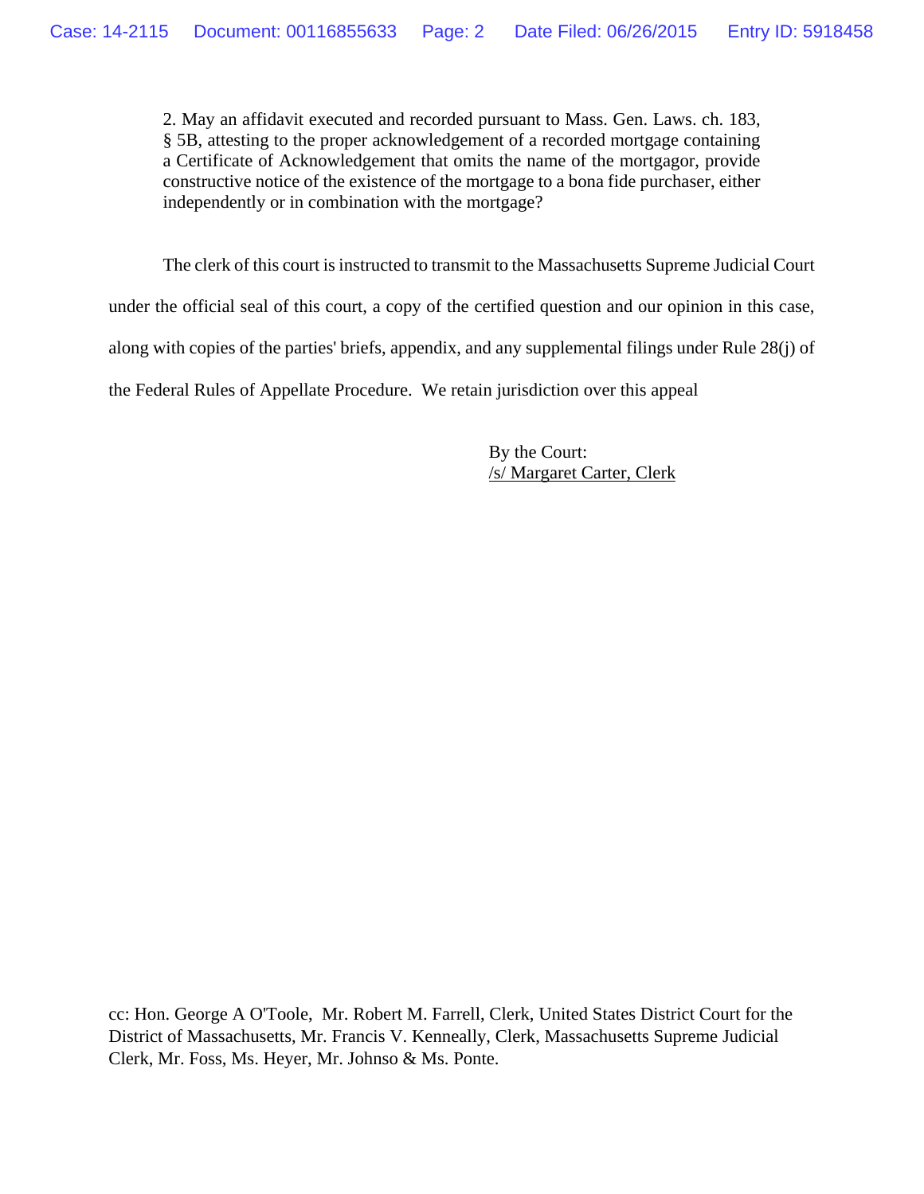2. May an affidavit executed and recorded pursuant to Mass. Gen. Laws. ch. 183, § 5B, attesting to the proper acknowledgement of a recorded mortgage containing a Certificate of Acknowledgement that omits the name of the mortgagor, provide constructive notice of the existence of the mortgage to a bona fide purchaser, either independently or in combination with the mortgage?

The clerk of this court is instructed to transmit to the Massachusetts Supreme Judicial Court under the official seal of this court, a copy of the certified question and our opinion in this case, along with copies of the parties' briefs, appendix, and any supplemental filings under Rule 28(j) of the Federal Rules of Appellate Procedure. We retain jurisdiction over this appeal

By the Court:
/s/ Margaret Carter, Clerk

cc: Hon. George A O'Toole, Mr. Robert M. Farrell, Clerk, United States District Court for the District of Massachusetts, Mr. Francis V. Kenneally, Clerk, Massachusetts Supreme Judicial Clerk, Mr. Foss, Ms. Heyer, Mr. Johnso & Ms. Ponte.